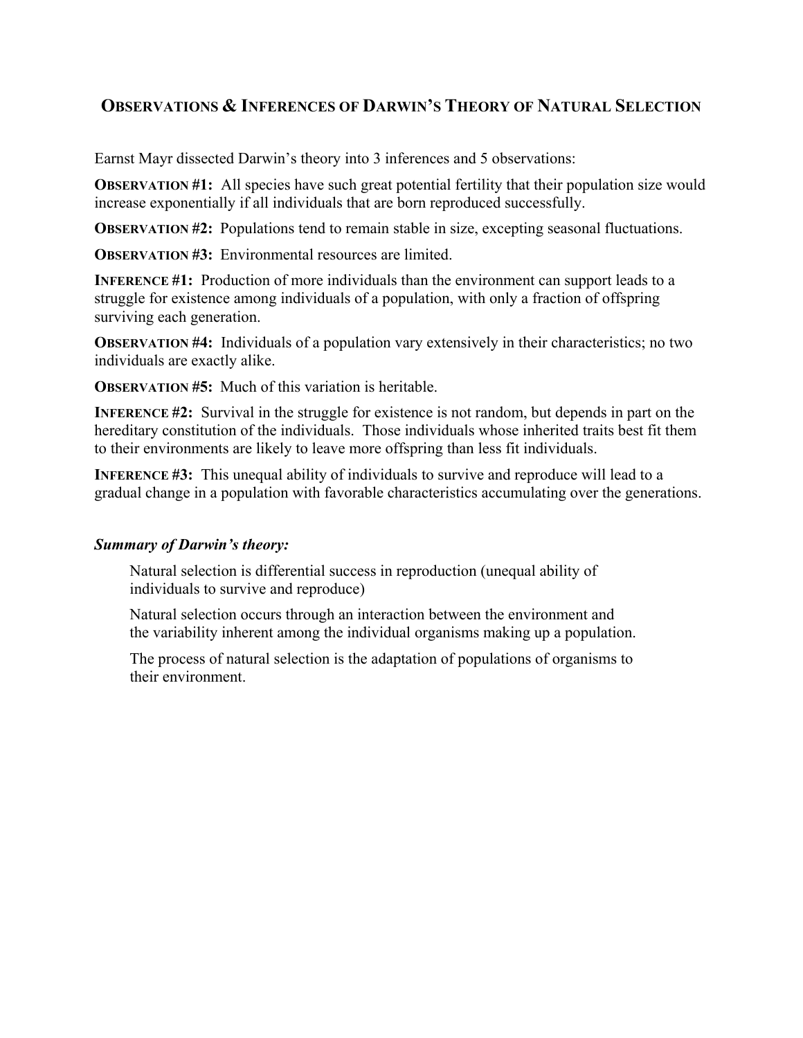# Observations & Inferences of Darwin's Theory of Natural Selection

Earnst Mayr dissected Darwin's theory into 3 inferences and 5 observations:

**Observation #1:** All species have such great potential fertility that their population size would increase exponentially if all individuals that are born reproduced successfully.

**Observation #2:** Populations tend to remain stable in size, excepting seasonal fluctuations.

**Observation #3:** Environmental resources are limited.

**Inference #1:** Production of more individuals than the environment can support leads to a struggle for existence among individuals of a population, with only a fraction of offspring surviving each generation.

**Observation #4:** Individuals of a population vary extensively in their characteristics; no two individuals are exactly alike.

**Observation #5:** Much of this variation is heritable.

**Inference #2:** Survival in the struggle for existence is not random, but depends in part on the hereditary constitution of the individuals. Those individuals whose inherited traits best fit them to their environments are likely to leave more offspring than less fit individuals.

**Inference #3:** This unequal ability of individuals to survive and reproduce will lead to a gradual change in a population with favorable characteristics accumulating over the generations.

***Summary of Darwin's theory:***

Natural selection is differential success in reproduction (unequal ability of individuals to survive and reproduce)

Natural selection occurs through an interaction between the environment and the variability inherent among the individual organisms making up a population.

The process of natural selection is the adaptation of populations of organisms to their environment.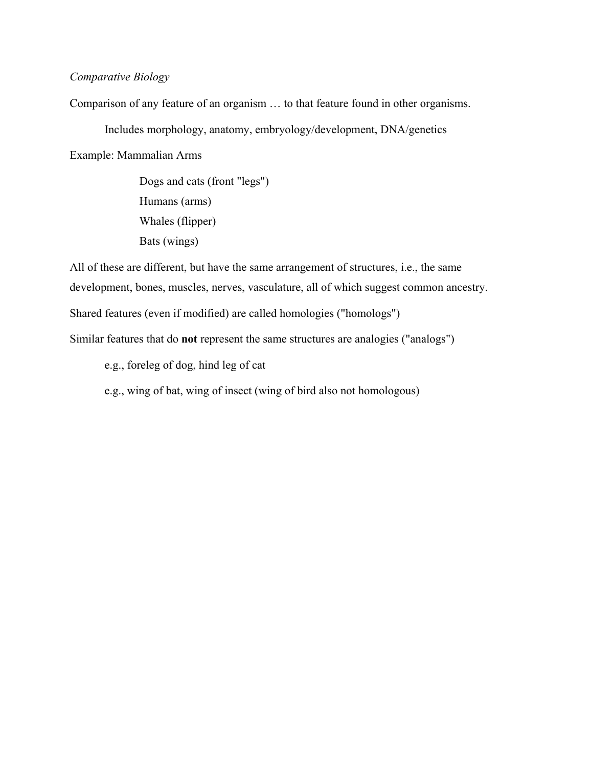*Comparative Biology*

Comparison of any feature of an organism … to that feature found in other organisms.

Includes morphology, anatomy, embryology/development, DNA/genetics

Example: Mammalian Arms

Dogs and cats (front "legs")
Humans (arms)
Whales (flipper)
Bats (wings)

All of these are different, but have the same arrangement of structures, i.e., the same development, bones, muscles, nerves, vasculature, all of which suggest common ancestry.

Shared features (even if modified) are called homologies ("homologs")

Similar features that do **not** represent the same structures are analogies ("analogs")

e.g., foreleg of dog, hind leg of cat

e.g., wing of bat, wing of insect (wing of bird also not homologous)